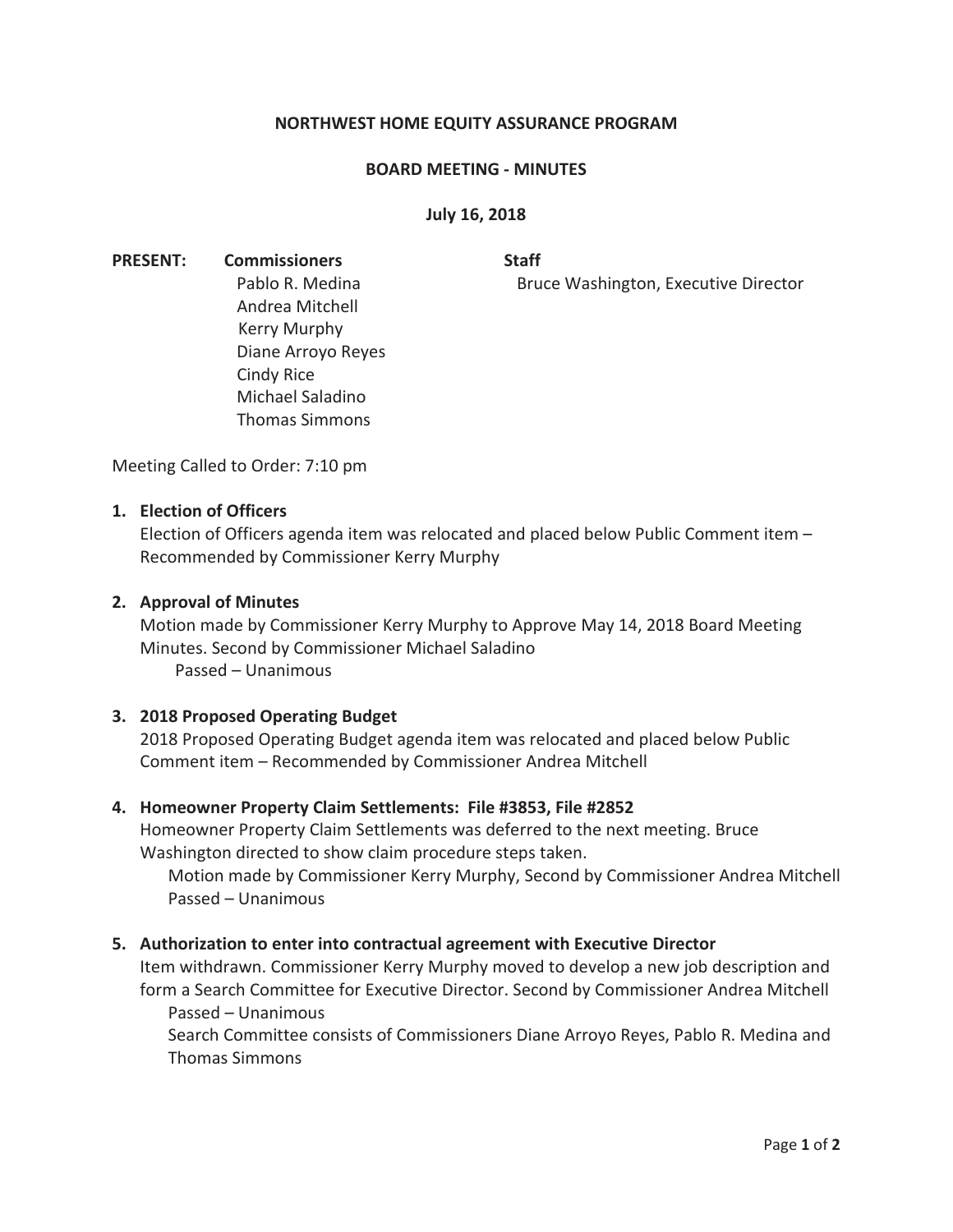**NORTHWEST HOME EQUITY ASSURANCE PROGRAM**

**BOARD MEETING - MINUTES**

**July 16, 2018**

**PRESENT:**

**Commissioners**
Pablo R. Medina
Andrea Mitchell
Kerry Murphy
Diane Arroyo Reyes
Cindy Rice
Michael Saladino
Thomas Simmons

**Staff**
Bruce Washington, Executive Director

Meeting Called to Order: 7:10 pm

1. **Election of Officers**
   Election of Officers agenda item was relocated and placed below Public Comment item – Recommended by Commissioner Kerry Murphy

2. **Approval of Minutes**
   Motion made by Commissioner Kerry Murphy to Approve May 14, 2018 Board Meeting Minutes. Second by Commissioner Michael Saladino
   Passed – Unanimous

3. **2018 Proposed Operating Budget**
   2018 Proposed Operating Budget agenda item was relocated and placed below Public Comment item – Recommended by Commissioner Andrea Mitchell

4. **Homeowner Property Claim Settlements: File #3853, File #2852**
   Homeowner Property Claim Settlements was deferred to the next meeting. Bruce Washington directed to show claim procedure steps taken.
   Motion made by Commissioner Kerry Murphy, Second by Commissioner Andrea Mitchell
   Passed – Unanimous

5. **Authorization to enter into contractual agreement with Executive Director**
   Item withdrawn. Commissioner Kerry Murphy moved to develop a new job description and form a Search Committee for Executive Director. Second by Commissioner Andrea Mitchell
   Passed – Unanimous
   Search Committee consists of Commissioners Diane Arroyo Reyes, Pablo R. Medina and Thomas Simmons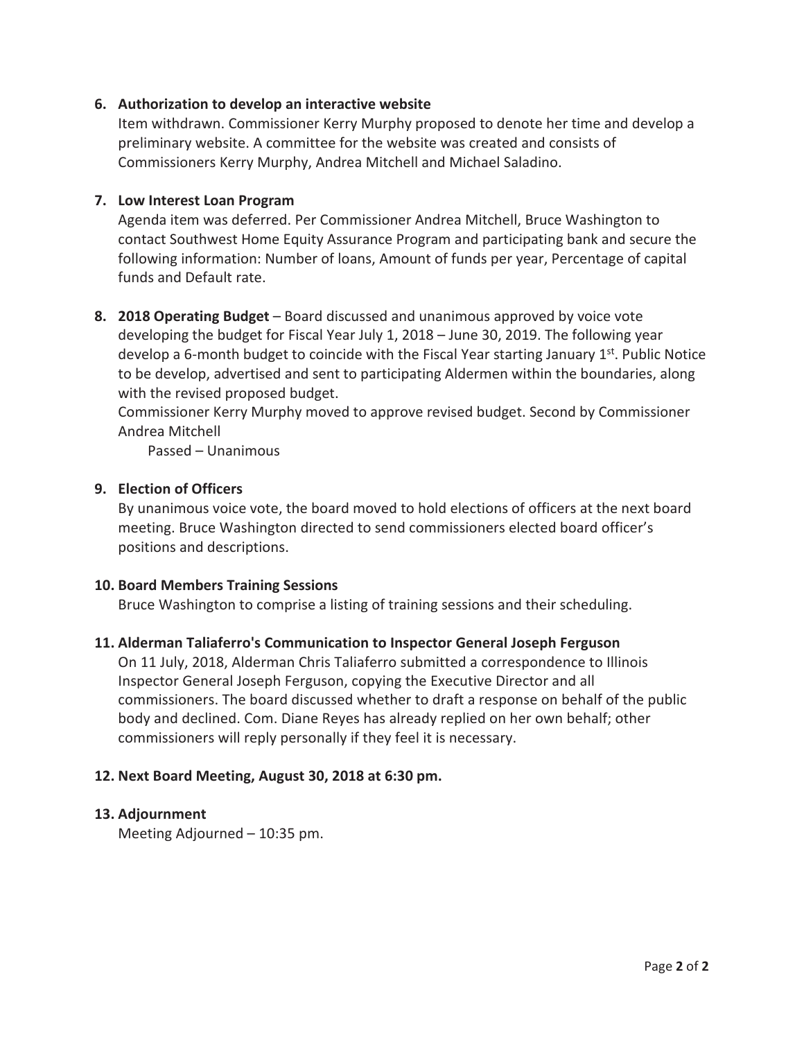6. **Authorization to develop an interactive website**

   Item withdrawn. Commissioner Kerry Murphy proposed to denote her time and develop a preliminary website. A committee for the website was created and consists of Commissioners Kerry Murphy, Andrea Mitchell and Michael Saladino.

7. **Low Interest Loan Program**

   Agenda item was deferred. Per Commissioner Andrea Mitchell, Bruce Washington to contact Southwest Home Equity Assurance Program and participating bank and secure the following information: Number of loans, Amount of funds per year, Percentage of capital funds and Default rate.

8. **2018 Operating Budget** – Board discussed and unanimous approved by voice vote developing the budget for Fiscal Year July 1, 2018 – June 30, 2019. The following year develop a 6-month budget to coincide with the Fiscal Year starting January 1st. Public Notice to be develop, advertised and sent to participating Aldermen within the boundaries, along with the revised proposed budget.

   Commissioner Kerry Murphy moved to approve revised budget. Second by Commissioner Andrea Mitchell

   Passed – Unanimous

9. **Election of Officers**

   By unanimous voice vote, the board moved to hold elections of officers at the next board meeting. Bruce Washington directed to send commissioners elected board officer's positions and descriptions.

10. **Board Members Training Sessions**

    Bruce Washington to comprise a listing of training sessions and their scheduling.

11. **Alderman Taliaferro's Communication to Inspector General Joseph Ferguson**

    On 11 July, 2018, Alderman Chris Taliaferro submitted a correspondence to Illinois Inspector General Joseph Ferguson, copying the Executive Director and all commissioners. The board discussed whether to draft a response on behalf of the public body and declined. Com. Diane Reyes has already replied on her own behalf; other commissioners will reply personally if they feel it is necessary.

12. **Next Board Meeting, August 30, 2018 at 6:30 pm.**

13. **Adjournment**

    Meeting Adjourned – 10:35 pm.